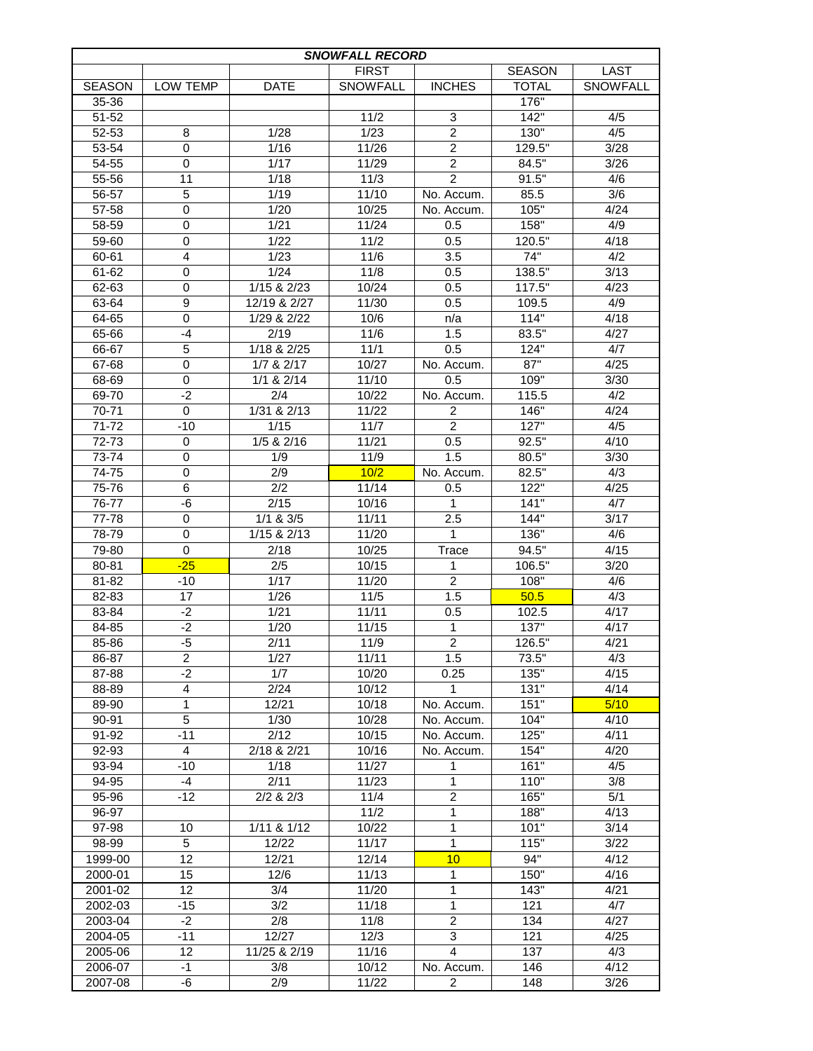| SNOWFALL RECORD | | | | | | |
|---|---|---|---|---|---|---|
| | | | FIRST | | SEASON | LAST |
| SEASON | LOW TEMP | DATE | SNOWFALL | INCHES | TOTAL | SNOWFALL |
| 35-36 | | | | | 176" | |
| 51-52 | | | 11/2 | 3 | 142" | 4/5 |
| 52-53 | 8 | 1/28 | 1/23 | 2 | 130" | 4/5 |
| 53-54 | 0 | 1/16 | 11/26 | 2 | 129.5" | 3/28 |
| 54-55 | 0 | 1/17 | 11/29 | 2 | 84.5" | 3/26 |
| 55-56 | 11 | 1/18 | 11/3 | 2 | 91.5" | 4/6 |
| 56-57 | 5 | 1/19 | 11/10 | No. Accum. | 85.5 | 3/6 |
| 57-58 | 0 | 1/20 | 10/25 | No. Accum. | 105" | 4/24 |
| 58-59 | 0 | 1/21 | 11/24 | 0.5 | 158" | 4/9 |
| 59-60 | 0 | 1/22 | 11/2 | 0.5 | 120.5" | 4/18 |
| 60-61 | 4 | 1/23 | 11/6 | 3.5 | 74" | 4/2 |
| 61-62 | 0 | 1/24 | 11/8 | 0.5 | 138.5" | 3/13 |
| 62-63 | 0 | 1/15 & 2/23 | 10/24 | 0.5 | 117.5" | 4/23 |
| 63-64 | 9 | 12/19 & 2/27 | 11/30 | 0.5 | 109.5 | 4/9 |
| 64-65 | 0 | 1/29 & 2/22 | 10/6 | n/a | 114" | 4/18 |
| 65-66 | -4 | 2/19 | 11/6 | 1.5 | 83.5" | 4/27 |
| 66-67 | 5 | 1/18 & 2/25 | 11/1 | 0.5 | 124" | 4/7 |
| 67-68 | 0 | 1/7 & 2/17 | 10/27 | No. Accum. | 87" | 4/25 |
| 68-69 | 0 | 1/1 & 2/14 | 11/10 | 0.5 | 109" | 3/30 |
| 69-70 | -2 | 2/4 | 10/22 | No. Accum. | 115.5 | 4/2 |
| 70-71 | 0 | 1/31 & 2/13 | 11/22 | 2 | 146" | 4/24 |
| 71-72 | -10 | 1/15 | 11/7 | 2 | 127" | 4/5 |
| 72-73 | 0 | 1/5 & 2/16 | 11/21 | 0.5 | 92.5" | 4/10 |
| 73-74 | 0 | 1/9 | 11/9 | 1.5 | 80.5" | 3/30 |
| 74-75 | 0 | 2/9 | 10/2 | No. Accum. | 82.5" | 4/3 |
| 75-76 | 6 | 2/2 | 11/14 | 0.5 | 122" | 4/25 |
| 76-77 | -6 | 2/15 | 10/16 | 1 | 141" | 4/7 |
| 77-78 | 0 | 1/1 & 3/5 | 11/11 | 2.5 | 144" | 3/17 |
| 78-79 | 0 | 1/15 & 2/13 | 11/20 | 1 | 136" | 4/6 |
| 79-80 | 0 | 2/18 | 10/25 | Trace | 94.5" | 4/15 |
| 80-81 | -25 | 2/5 | 10/15 | 1 | 106.5" | 3/20 |
| 81-82 | -10 | 1/17 | 11/20 | 2 | 108" | 4/6 |
| 82-83 | 17 | 1/26 | 11/5 | 1.5 | 50.5 | 4/3 |
| 83-84 | -2 | 1/21 | 11/11 | 0.5 | 102.5 | 4/17 |
| 84-85 | -2 | 1/20 | 11/15 | 1 | 137" | 4/17 |
| 85-86 | -5 | 2/11 | 11/9 | 2 | 126.5" | 4/21 |
| 86-87 | 2 | 1/27 | 11/11 | 1.5 | 73.5" | 4/3 |
| 87-88 | -2 | 1/7 | 10/20 | 0.25 | 135" | 4/15 |
| 88-89 | 4 | 2/24 | 10/12 | 1 | 131" | 4/14 |
| 89-90 | 1 | 12/21 | 10/18 | No. Accum. | 151" | 5/10 |
| 90-91 | 5 | 1/30 | 10/28 | No. Accum. | 104" | 4/10 |
| 91-92 | -11 | 2/12 | 10/15 | No. Accum. | 125" | 4/11 |
| 92-93 | 4 | 2/18 & 2/21 | 10/16 | No. Accum. | 154" | 4/20 |
| 93-94 | -10 | 1/18 | 11/27 | 1 | 161" | 4/5 |
| 94-95 | -4 | 2/11 | 11/23 | 1 | 110" | 3/8 |
| 95-96 | -12 | 2/2 & 2/3 | 11/4 | 2 | 165" | 5/1 |
| 96-97 | | | 11/2 | 1 | 188" | 4/13 |
| 97-98 | 10 | 1/11 & 1/12 | 10/22 | 1 | 101" | 3/14 |
| 98-99 | 5 | 12/22 | 11/17 | 1 | 115" | 3/22 |
| 1999-00 | 12 | 12/21 | 12/14 | 10 | 94" | 4/12 |
| 2000-01 | 15 | 12/6 | 11/13 | 1 | 150" | 4/16 |
| 2001-02 | 12 | 3/4 | 11/20 | 1 | 143" | 4/21 |
| 2002-03 | -15 | 3/2 | 11/18 | 1 | 121 | 4/7 |
| 2003-04 | -2 | 2/8 | 11/8 | 2 | 134 | 4/27 |
| 2004-05 | -11 | 12/27 | 12/3 | 3 | 121 | 4/25 |
| 2005-06 | 12 | 11/25 & 2/19 | 11/16 | 4 | 137 | 4/3 |
| 2006-07 | -1 | 3/8 | 10/12 | No. Accum. | 146 | 4/12 |
| 2007-08 | -6 | 2/9 | 11/22 | 2 | 148 | 3/26 |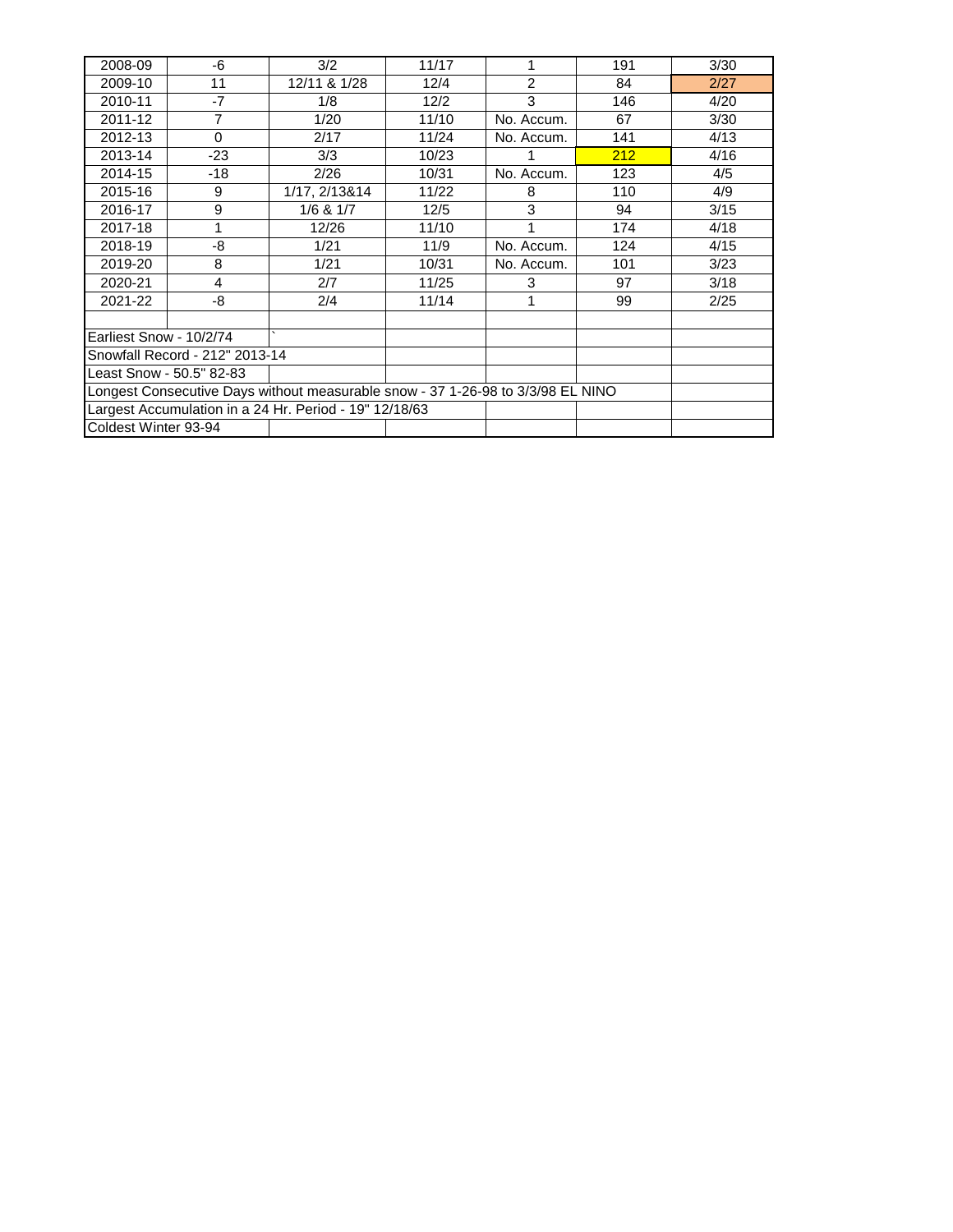| | | | | | | |
|---|---|---|---|---|---|---|
| 2008-09 | -6 | 3/2 | 11/17 | 1 | 191 | 3/30 |
| 2009-10 | 11 | 12/11 & 1/28 | 12/4 | 2 | 84 | 2/27 |
| 2010-11 | -7 | 1/8 | 12/2 | 3 | 146 | 4/20 |
| 2011-12 | 7 | 1/20 | 11/10 | No. Accum. | 67 | 3/30 |
| 2012-13 | 0 | 2/17 | 11/24 | No. Accum. | 141 | 4/13 |
| 2013-14 | -23 | 3/3 | 10/23 | 1 | 212 | 4/16 |
| 2014-15 | -18 | 2/26 | 10/31 | No. Accum. | 123 | 4/5 |
| 2015-16 | 9 | 1/17, 2/13&14 | 11/22 | 8 | 110 | 4/9 |
| 2016-17 | 9 | 1/6 & 1/7 | 12/5 | 3 | 94 | 3/15 |
| 2017-18 | 1 | 12/26 | 11/10 | 1 | 174 | 4/18 |
| 2018-19 | -8 | 1/21 | 11/9 | No. Accum. | 124 | 4/15 |
| 2019-20 | 8 | 1/21 | 10/31 | No. Accum. | 101 | 3/23 |
| 2020-21 | 4 | 2/7 | 11/25 | 3 | 97 | 3/18 |
| 2021-22 | -8 | 2/4 | 11/14 | 1 | 99 | 2/25 |

Earliest Snow - 10/2/74

Snowfall Record - 212" 2013-14

Least Snow - 50.5" 82-83

Longest Consecutive Days without measurable snow - 37 1-26-98 to 3/3/98 EL NINO

Largest Accumulation in a 24 Hr. Period - 19" 12/18/63

Coldest Winter 93-94